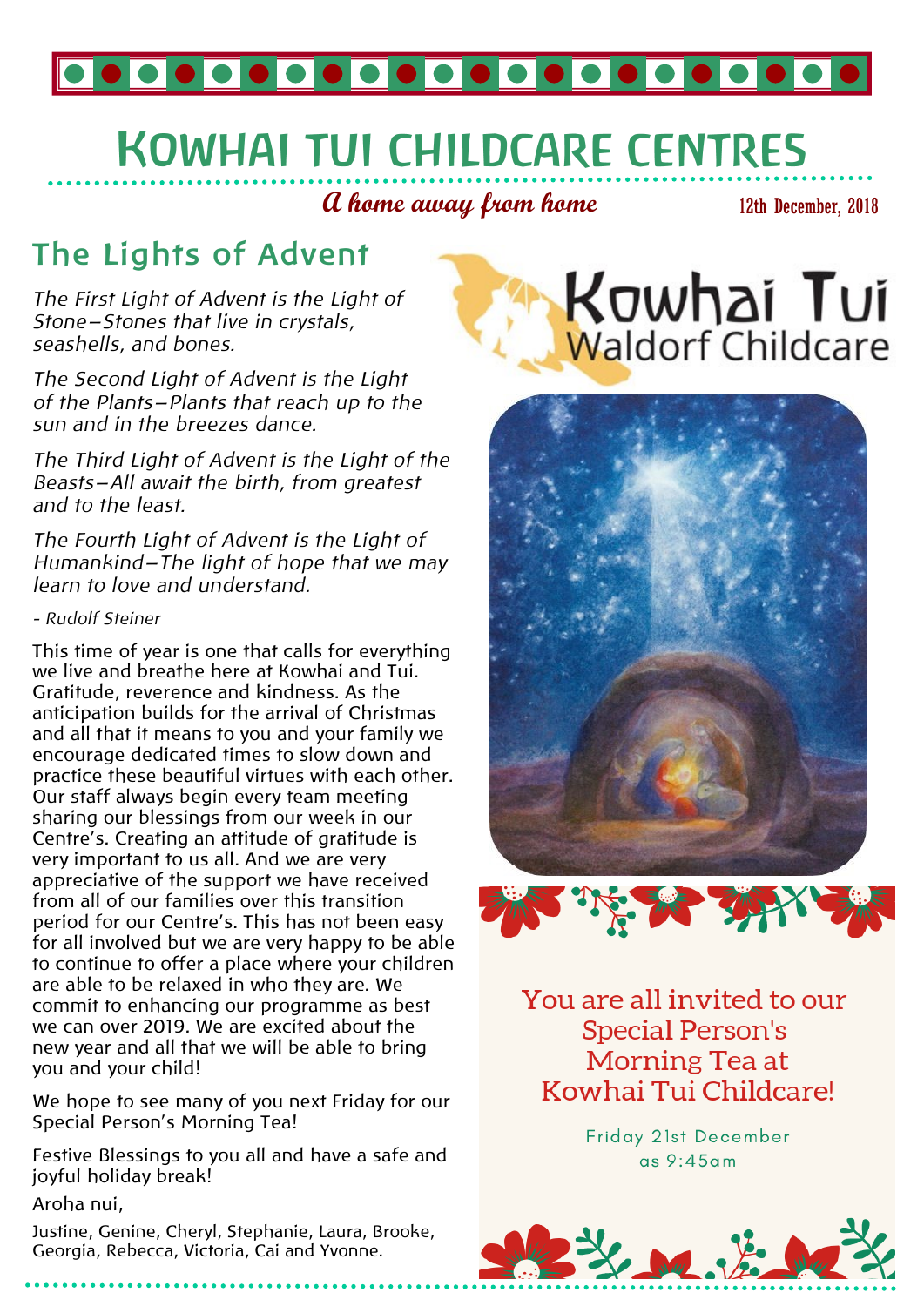# KOWHAI TUI CHILDCARE CENTRES

*A home away from home*

12th December, 2018

## The Lights of Advent

*The First Light of Advent is the Light of Stone—Stones that live in crystals, seashells, and bones.*

*The Second Light of Advent is the Light of the Plants—Plants that reach up to the sun and in the breezes dance.*

*The Third Light of Advent is the Light of the Beasts—All await the birth, from greatest and to the least.*

*The Fourth Light of Advent is the Light of Humankind—The light of hope that we may learn to love and understand.*

*- Rudolf Steiner*

This time of year is one that calls for everything we live and breathe here at Kowhai and Tui. Gratitude, reverence and kindness. As the anticipation builds for the arrival of Christmas and all that it means to you and your family we encourage dedicated times to slow down and practice these beautiful virtues with each other. Our staff always begin every team meeting sharing our blessings from our week in our Centre's. Creating an attitude of gratitude is very important to us all. And we are very appreciative of the support we have received from all of our families over this transition period for our Centre's. This has not been easy for all involved but we are very happy to be able to continue to offer a place where your children are able to be relaxed in who they are. We commit to enhancing our programme as best we can over 2019. We are excited about the new year and all that we will be able to bring you and your child!

We hope to see many of you next Friday for our Special Person's Morning Tea!

Festive Blessings to you all and have a safe and joyful holiday break!

Aroha nui,

Justine, Genine, Cheryl, Stephanie, Laura, Brooke, Georgia, Rebecca, Victoria, Cai and Yvonne.

Kowhai Tui Waldorf Childcare

You are all invited to our Special Person's Morning Tea at Kowhai Tui Childcare!

Friday 21st December as 9:45am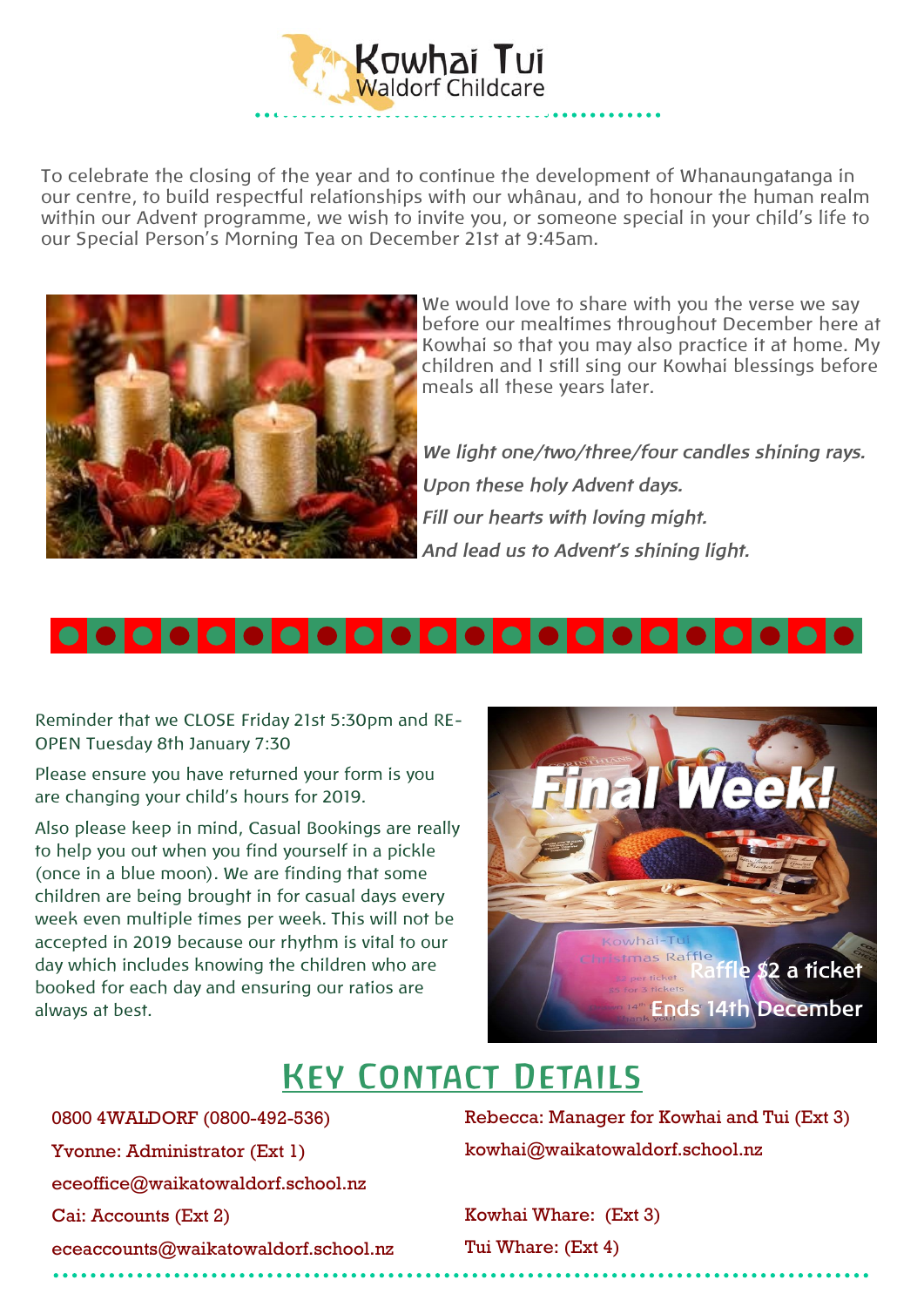# Kowhai Tui
Waldorf Childcare

To celebrate the closing of the year and to continue the development of Whanaungatanga in our centre, to build respectful relationships with our whânau, and to honour the human realm within our Advent programme, we wish to invite you, or someone special in your child's life to our Special Person's Morning Tea on December 21st at 9:45am.

We would love to share with you the verse we say before our mealtimes throughout December here at Kowhai so that you may also practice it at home. My children and I still sing our Kowhai blessings before meals all these years later.

*We light one/two/three/four candles shining rays.*
*Upon these holy Advent days.*
*Fill our hearts with loving might.*
*And lead us to Advent's shining light.*

Reminder that we CLOSE Friday 21st 5:30pm and RE-OPEN Tuesday 8th January 7:30

Please ensure you have returned your form is you are changing your child's hours for 2019.

Also please keep in mind, Casual Bookings are really to help you out when you find yourself in a pickle (once in a blue moon). We are finding that some children are being brought in for casual days every week even multiple times per week. This will not be accepted in 2019 because our rhythm is vital to our day which includes knowing the children who are booked for each day and ensuring our ratios are always at best.

**Final Week!**
Raffle $2 a ticket
Ends 14th December

## Key Contact Details

0800 4WALDORF (0800-492-536)
Yvonne: Administrator (Ext 1)
eceoffice@waikatowaldorf.school.nz
Cai: Accounts (Ext 2)
eceaccounts@waikatowaldorf.school.nz

Rebecca: Manager for Kowhai and Tui (Ext 3)
kowhai@waikatowaldorf.school.nz

Kowhai Whare: (Ext 3)
Tui Whare: (Ext 4)